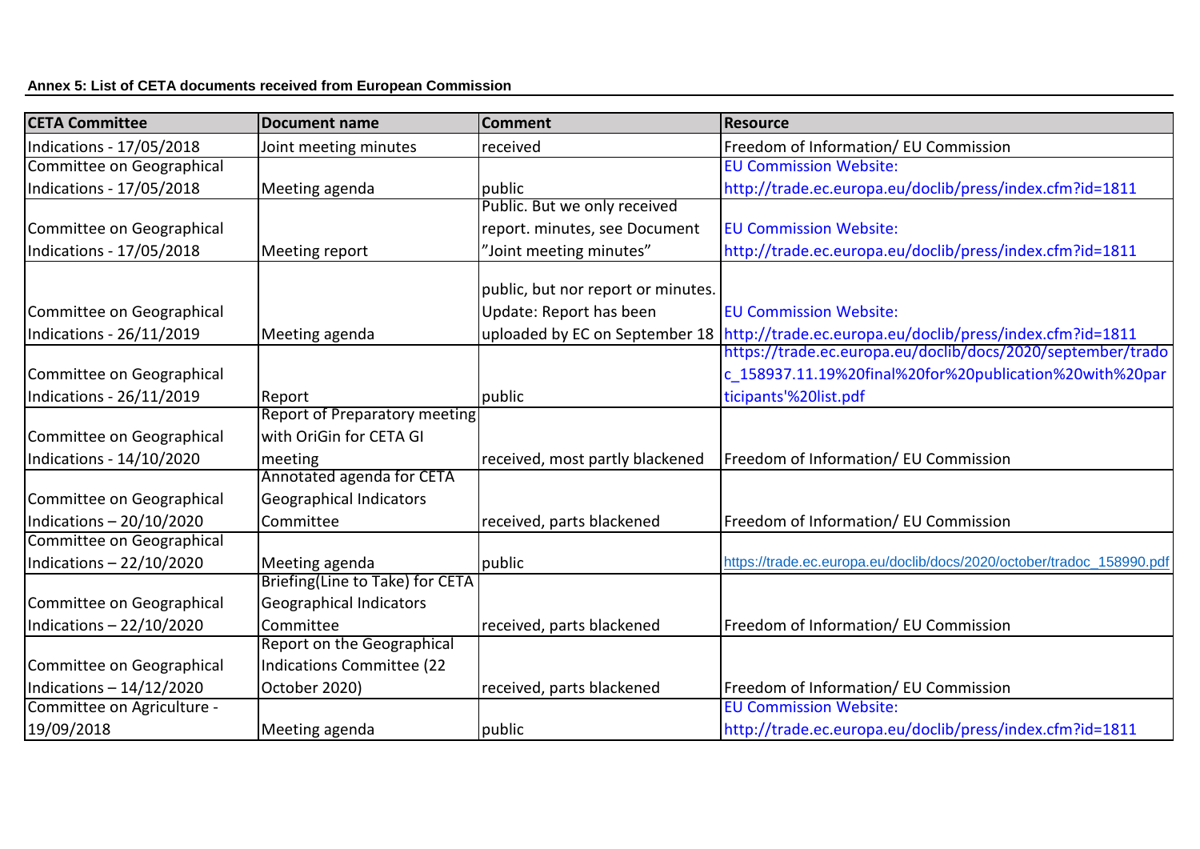**Annex 5: List of CETA documents received from European Commission**

| CETA Committee | Document name | Comment | Resource |
|---|---|---|---|
| Indications - 17/05/2018 | Joint meeting minutes | received | Freedom of Information/ EU Commission |
| Committee on Geographical Indications - 17/05/2018 | Meeting agenda | public | EU Commission Website: http://trade.ec.europa.eu/doclib/press/index.cfm?id=1811 |
| Committee on Geographical Indications - 17/05/2018 | Meeting report | Public. But we only received report. minutes, see Document "Joint meeting minutes" | EU Commission Website: http://trade.ec.europa.eu/doclib/press/index.cfm?id=1811 |
| Committee on Geographical Indications - 26/11/2019 | Meeting agenda | public, but nor report or minutes. Update: Report has been uploaded by EC on September 18 | EU Commission Website: http://trade.ec.europa.eu/doclib/press/index.cfm?id=1811 |
| Committee on Geographical Indications - 26/11/2019 | Report | public | https://trade.ec.europa.eu/doclib/docs/2020/september/tradoc_158937.11.19%20final%20for%20publication%20with%20participants'%20list.pdf |
| Committee on Geographical Indications - 14/10/2020 | Report of Preparatory meeting with OriGin for CETA GI meeting | received, most partly blackened | Freedom of Information/ EU Commission |
| Committee on Geographical Indications – 20/10/2020 | Annotated agenda for CETA Geographical Indicators Committee | received, parts blackened | Freedom of Information/ EU Commission |
| Committee on Geographical Indications – 22/10/2020 | Meeting agenda | public | https://trade.ec.europa.eu/doclib/docs/2020/october/tradoc_158990.pdf |
| Committee on Geographical Indications – 22/10/2020 | Briefing(Line to Take) for CETA Geographical Indicators Committee | received, parts blackened | Freedom of Information/ EU Commission |
| Committee on Geographical Indications – 14/12/2020 | Report on the Geographical Indications Committee (22 October 2020) | received, parts blackened | Freedom of Information/ EU Commission |
| Committee on Agriculture - 19/09/2018 | Meeting agenda | public | EU Commission Website: http://trade.ec.europa.eu/doclib/press/index.cfm?id=1811 |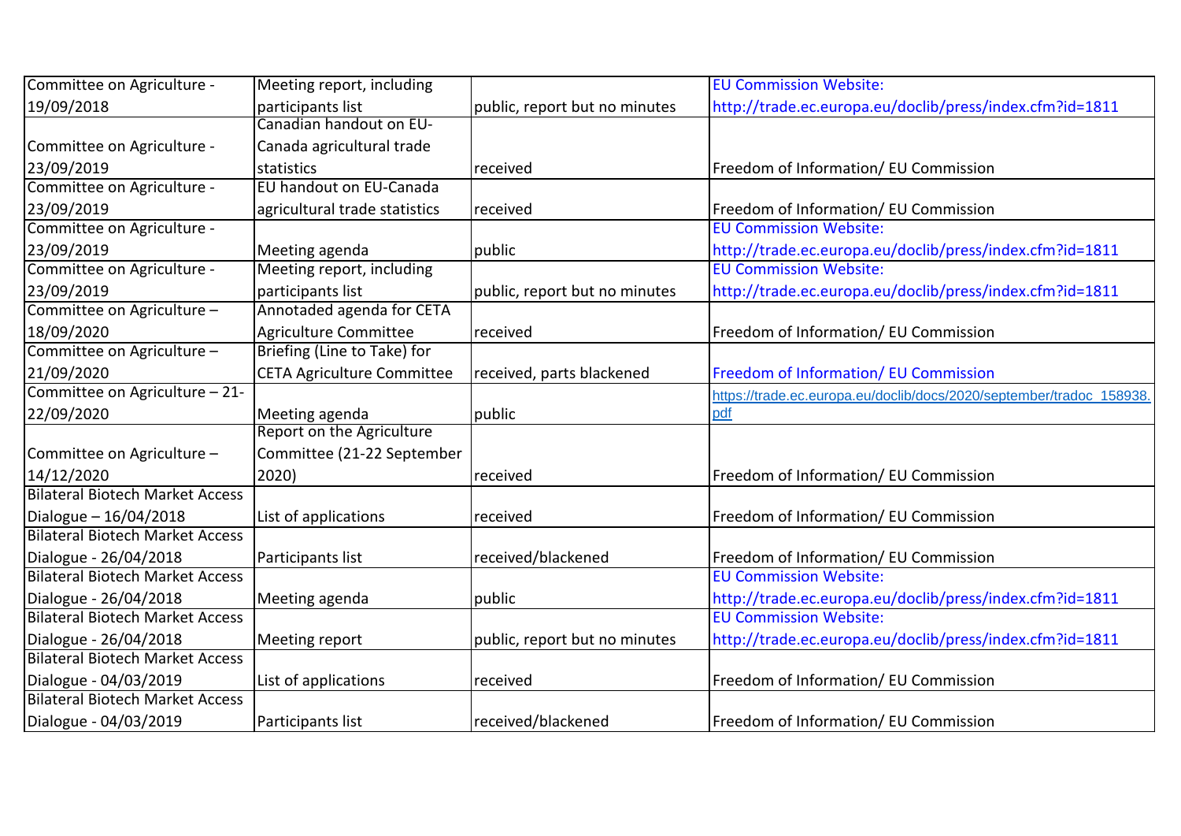| | | | |
|---|---|---|---|
| Committee on Agriculture - 19/09/2018 | Meeting report, including participants list | public, report but no minutes | EU Commission Website: http://trade.ec.europa.eu/doclib/press/index.cfm?id=1811 |
| Committee on Agriculture - 23/09/2019 | Canadian handout on EU-Canada agricultural trade statistics | received | Freedom of Information/ EU Commission |
| Committee on Agriculture - 23/09/2019 | EU handout on EU-Canada agricultural trade statistics | received | Freedom of Information/ EU Commission |
| Committee on Agriculture - 23/09/2019 | Meeting agenda | public | EU Commission Website: http://trade.ec.europa.eu/doclib/press/index.cfm?id=1811 |
| Committee on Agriculture - 23/09/2019 | Meeting report, including participants list | public, report but no minutes | EU Commission Website: http://trade.ec.europa.eu/doclib/press/index.cfm?id=1811 |
| Committee on Agriculture – 18/09/2020 | Annotaded agenda for CETA Agriculture Committee | received | Freedom of Information/ EU Commission |
| Committee on Agriculture – 21/09/2020 | Briefing (Line to Take) for CETA Agriculture Committee | received, parts blackened | Freedom of Information/ EU Commission |
| Committee on Agriculture – 21-22/09/2020 | Meeting agenda | public | https://trade.ec.europa.eu/doclib/docs/2020/september/tradoc_158938.pdf |
| Committee on Agriculture – 14/12/2020 | Report on the Agriculture Committee (21-22 September 2020) | received | Freedom of Information/ EU Commission |
| Bilateral Biotech Market Access Dialogue – 16/04/2018 | List of applications | received | Freedom of Information/ EU Commission |
| Bilateral Biotech Market Access Dialogue - 26/04/2018 | Participants list | received/blackened | Freedom of Information/ EU Commission |
| Bilateral Biotech Market Access Dialogue - 26/04/2018 | Meeting agenda | public | EU Commission Website: http://trade.ec.europa.eu/doclib/press/index.cfm?id=1811 |
| Bilateral Biotech Market Access Dialogue - 26/04/2018 | Meeting report | public, report but no minutes | EU Commission Website: http://trade.ec.europa.eu/doclib/press/index.cfm?id=1811 |
| Bilateral Biotech Market Access Dialogue - 04/03/2019 | List of applications | received | Freedom of Information/ EU Commission |
| Bilateral Biotech Market Access Dialogue - 04/03/2019 | Participants list | received/blackened | Freedom of Information/ EU Commission |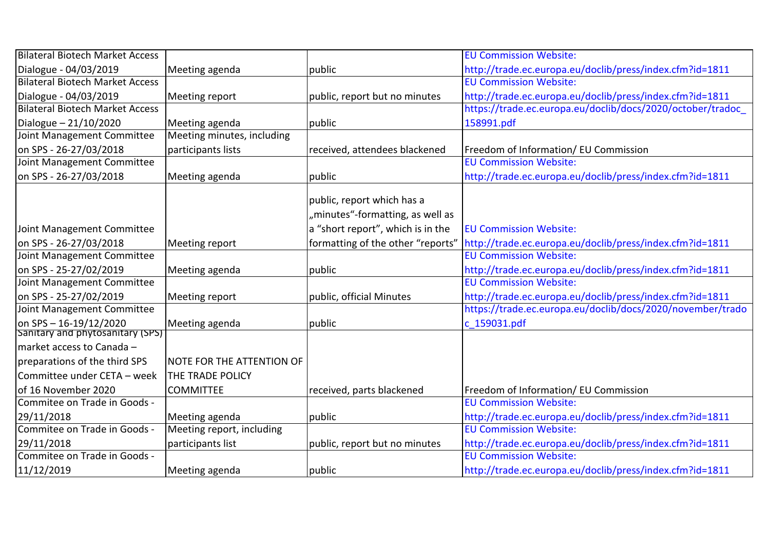| | | | |
|---|---|---|---|
| Bilateral Biotech Market Access Dialogue - 04/03/2019 | Meeting agenda | public | EU Commission Website: http://trade.ec.europa.eu/doclib/press/index.cfm?id=1811 |
| Bilateral Biotech Market Access Dialogue - 04/03/2019 | Meeting report | public, report but no minutes | EU Commission Website: http://trade.ec.europa.eu/doclib/press/index.cfm?id=1811 |
| Bilateral Biotech Market Access Dialogue – 21/10/2020 | Meeting agenda | public | https://trade.ec.europa.eu/doclib/docs/2020/october/tradoc_158991.pdf |
| Joint Management Committee on SPS - 26-27/03/2018 | Meeting minutes, including participants lists | received, attendees blackened | Freedom of Information/ EU Commission |
| Joint Management Committee on SPS - 26-27/03/2018 | Meeting agenda | public | EU Commission Website: http://trade.ec.europa.eu/doclib/press/index.cfm?id=1811 |
| Joint Management Committee on SPS - 26-27/03/2018 | Meeting report | public, report which has a „minutes"-formatting, as well as a "short report", which is in the formatting of the other "reports" | EU Commission Website: http://trade.ec.europa.eu/doclib/press/index.cfm?id=1811 |
| Joint Management Committee on SPS - 25-27/02/2019 | Meeting agenda | public | EU Commission Website: http://trade.ec.europa.eu/doclib/press/index.cfm?id=1811 |
| Joint Management Committee on SPS - 25-27/02/2019 | Meeting report | public, official Minutes | EU Commission Website: http://trade.ec.europa.eu/doclib/press/index.cfm?id=1811 |
| Joint Management Committee on SPS – 16-19/12/2020 | Meeting agenda | public | https://trade.ec.europa.eu/doclib/docs/2020/november/tradoc_159031.pdf |
| Sanitary and phytosanitary (SPS) market access to Canada – preparations of the third SPS Committee under CETA – week of 16 November 2020 | NOTE FOR THE ATTENTION OF THE TRADE POLICY COMMITTEE | received, parts blackened | Freedom of Information/ EU Commission |
| Commitee on Trade in Goods - 29/11/2018 | Meeting agenda | public | EU Commission Website: http://trade.ec.europa.eu/doclib/press/index.cfm?id=1811 |
| Commitee on Trade in Goods - 29/11/2018 | Meeting report, including participants list | public, report but no minutes | EU Commission Website: http://trade.ec.europa.eu/doclib/press/index.cfm?id=1811 |
| Commitee on Trade in Goods - 11/12/2019 | Meeting agenda | public | EU Commission Website: http://trade.ec.europa.eu/doclib/press/index.cfm?id=1811 |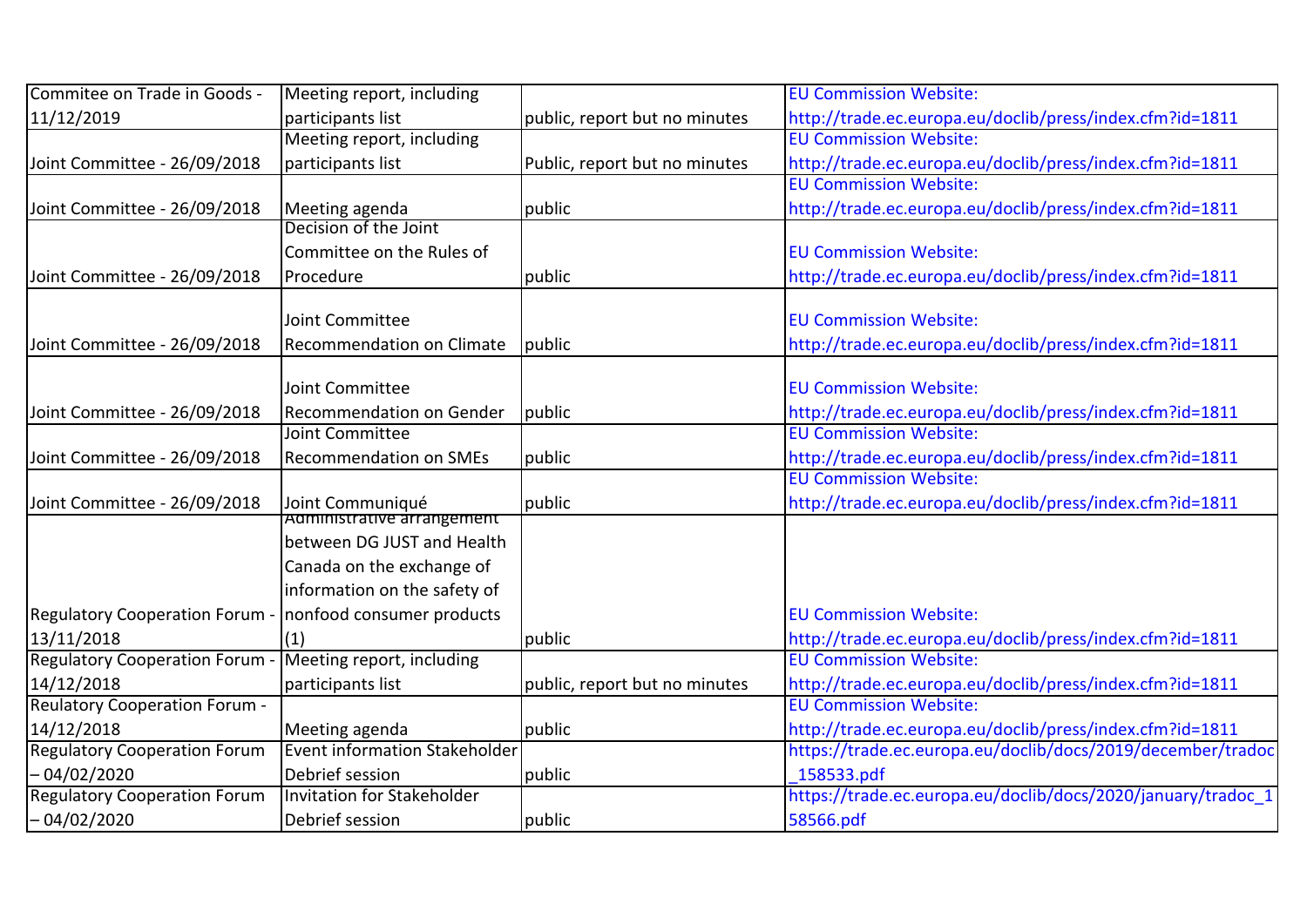| Commitee on Trade in Goods - 11/12/2019 | Meeting report, including participants list | public, report but no minutes | EU Commission Website: http://trade.ec.europa.eu/doclib/press/index.cfm?id=1811 |
|---|---|---|---|
| Joint Committee - 26/09/2018 | Meeting report, including participants list | Public, report but no minutes | EU Commission Website: http://trade.ec.europa.eu/doclib/press/index.cfm?id=1811 |
| Joint Committee - 26/09/2018 | Meeting agenda | public | EU Commission Website: http://trade.ec.europa.eu/doclib/press/index.cfm?id=1811 |
| Joint Committee - 26/09/2018 | Decision of the Joint Committee on the Rules of Procedure | public | EU Commission Website: http://trade.ec.europa.eu/doclib/press/index.cfm?id=1811 |
| Joint Committee - 26/09/2018 | Joint Committee Recommendation on Climate | public | EU Commission Website: http://trade.ec.europa.eu/doclib/press/index.cfm?id=1811 |
| Joint Committee - 26/09/2018 | Joint Committee Recommendation on Gender | public | EU Commission Website: http://trade.ec.europa.eu/doclib/press/index.cfm?id=1811 |
| Joint Committee - 26/09/2018 | Joint Committee Recommendation on SMEs | public | EU Commission Website: http://trade.ec.europa.eu/doclib/press/index.cfm?id=1811 |
| Joint Committee - 26/09/2018 | Joint Communiqué | public | EU Commission Website: http://trade.ec.europa.eu/doclib/press/index.cfm?id=1811 |
| Regulatory Cooperation Forum - 13/11/2018 | Administrative arrangement between DG JUST and Health Canada on the exchange of information on the safety of nonfood consumer products (1) | public | EU Commission Website: http://trade.ec.europa.eu/doclib/press/index.cfm?id=1811 |
| Regulatory Cooperation Forum - 14/12/2018 | Meeting report, including participants list | public, report but no minutes | EU Commission Website: http://trade.ec.europa.eu/doclib/press/index.cfm?id=1811 |
| Reulatory Cooperation Forum - 14/12/2018 | Meeting agenda | public | EU Commission Website: http://trade.ec.europa.eu/doclib/press/index.cfm?id=1811 |
| Regulatory Cooperation Forum – 04/02/2020 | Event information Stakeholder Debrief session | public | https://trade.ec.europa.eu/doclib/docs/2019/december/tradoc_158533.pdf |
| Regulatory Cooperation Forum – 04/02/2020 | Invitation for Stakeholder Debrief session | public | https://trade.ec.europa.eu/doclib/docs/2020/january/tradoc_158566.pdf |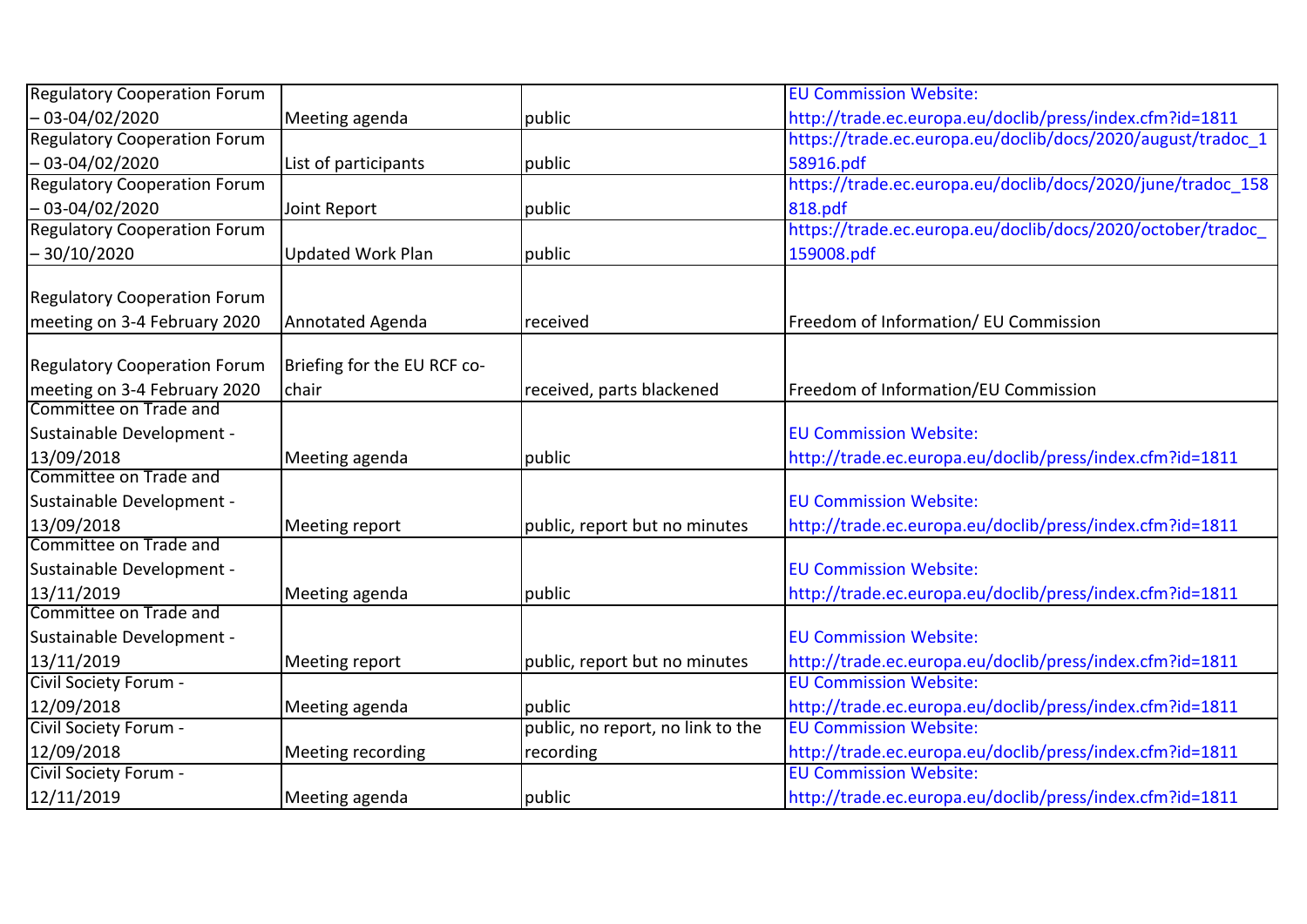| | | | |
|---|---|---|---|
| Regulatory Cooperation Forum – 03-04/02/2020 | Meeting agenda | public | EU Commission Website: http://trade.ec.europa.eu/doclib/press/index.cfm?id=1811 |
| Regulatory Cooperation Forum – 03-04/02/2020 | List of participants | public | https://trade.ec.europa.eu/doclib/docs/2020/august/tradoc_158916.pdf |
| Regulatory Cooperation Forum – 03-04/02/2020 | Joint Report | public | https://trade.ec.europa.eu/doclib/docs/2020/june/tradoc_158818.pdf |
| Regulatory Cooperation Forum – 30/10/2020 | Updated Work Plan | public | https://trade.ec.europa.eu/doclib/docs/2020/october/tradoc_159008.pdf |
| Regulatory Cooperation Forum meeting on 3-4 February 2020 | Annotated Agenda | received | Freedom of Information/ EU Commission |
| Regulatory Cooperation Forum meeting on 3-4 February 2020 | Briefing for the EU RCF co-chair | received, parts blackened | Freedom of Information/EU Commission |
| Committee on Trade and Sustainable Development - 13/09/2018 | Meeting agenda | public | EU Commission Website: http://trade.ec.europa.eu/doclib/press/index.cfm?id=1811 |
| Committee on Trade and Sustainable Development - 13/09/2018 | Meeting report | public, report but no minutes | EU Commission Website: http://trade.ec.europa.eu/doclib/press/index.cfm?id=1811 |
| Committee on Trade and Sustainable Development - 13/11/2019 | Meeting agenda | public | EU Commission Website: http://trade.ec.europa.eu/doclib/press/index.cfm?id=1811 |
| Committee on Trade and Sustainable Development - 13/11/2019 | Meeting report | public, report but no minutes | EU Commission Website: http://trade.ec.europa.eu/doclib/press/index.cfm?id=1811 |
| Civil Society Forum - 12/09/2018 | Meeting agenda | public | EU Commission Website: http://trade.ec.europa.eu/doclib/press/index.cfm?id=1811 |
| Civil Society Forum - 12/09/2018 | Meeting recording | public, no report, no link to the recording | EU Commission Website: http://trade.ec.europa.eu/doclib/press/index.cfm?id=1811 |
| Civil Society Forum - 12/11/2019 | Meeting agenda | public | EU Commission Website: http://trade.ec.europa.eu/doclib/press/index.cfm?id=1811 |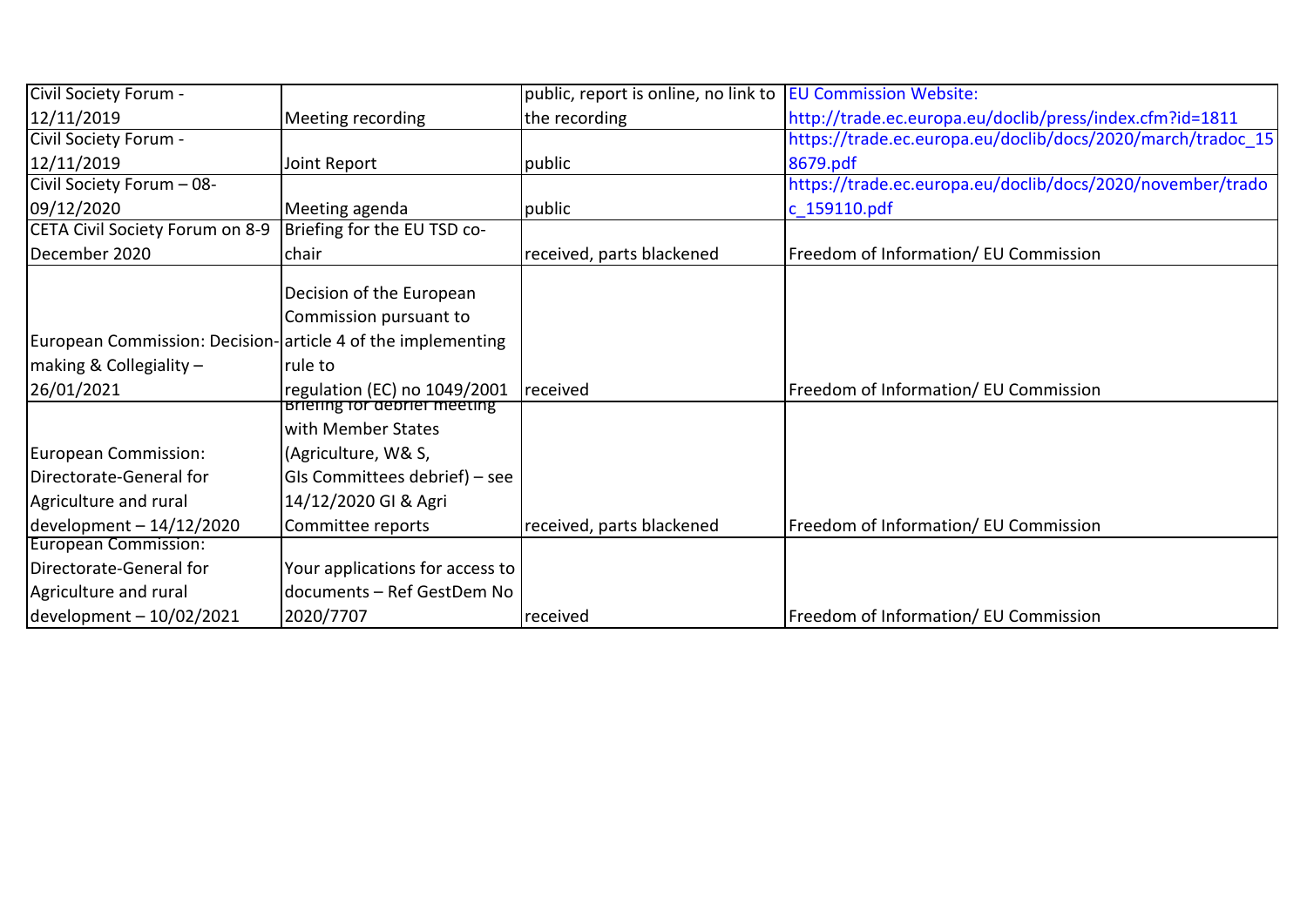| | | | |
|---|---|---|---|
| Civil Society Forum - 12/11/2019 | Meeting recording | public, report is online, no link to the recording | EU Commission Website: http://trade.ec.europa.eu/doclib/press/index.cfm?id=1811 |
| Civil Society Forum - 12/11/2019 | Joint Report | public | https://trade.ec.europa.eu/doclib/docs/2020/march/tradoc_158679.pdf |
| Civil Society Forum – 08-09/12/2020 | Meeting agenda | public | https://trade.ec.europa.eu/doclib/docs/2020/november/tradoc_159110.pdf |
| CETA Civil Society Forum on 8-9 December 2020 | Briefing for the EU TSD co-chair | received, parts blackened | Freedom of Information/ EU Commission |
| European Commission: Decision-making & Collegiality – 26/01/2021 | Decision of the European Commission pursuant to article 4 of the implementing rule to regulation (EC) no 1049/2001 | received | Freedom of Information/ EU Commission |
| European Commission: Directorate-General for Agriculture and rural development – 14/12/2020 | Briefing for debrief meeting with Member States (Agriculture, W& S, GIs Committees debrief) – see 14/12/2020 GI & Agri Committee reports | received, parts blackened | Freedom of Information/ EU Commission |
| European Commission: Directorate-General for Agriculture and rural development – 10/02/2021 | Your applications for access to documents – Ref GestDem No 2020/7707 | received | Freedom of Information/ EU Commission |